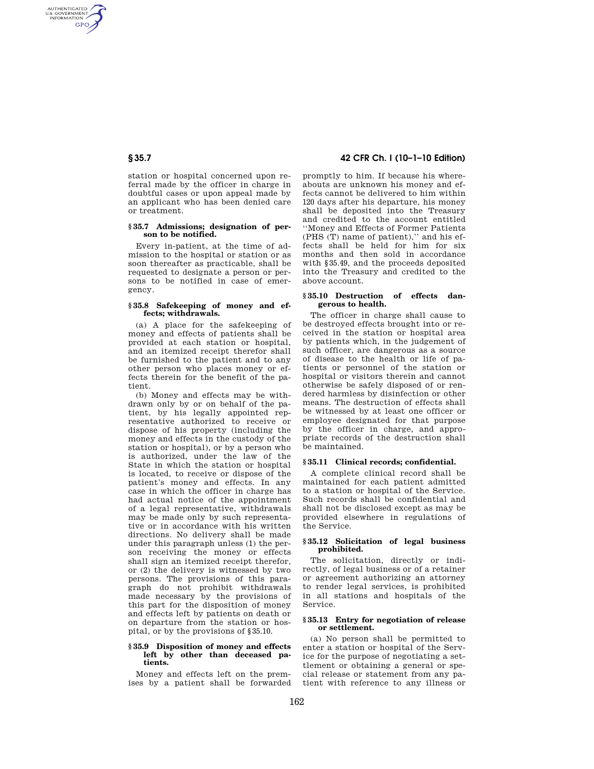station or hospital concerned upon referral made by the officer in charge in doubtful cases or upon appeal made by an applicant who has been denied care or treatment.

### § 35.7 Admissions; designation of person to be notified.

Every in-patient, at the time of admission to the hospital or station or as soon thereafter as practicable, shall be requested to designate a person or persons to be notified in case of emergency.

### § 35.8 Safekeeping of money and effects; withdrawals.

(a) A place for the safekeeping of money and effects of patients shall be provided at each station or hospital, and an itemized receipt therefor shall be furnished to the patient and to any other person who places money or effects therein for the benefit of the patient.

(b) Money and effects may be withdrawn only by or on behalf of the patient, by his legally appointed representative authorized to receive or dispose of his property (including the money and effects in the custody of the station or hospital), or by a person who is authorized, under the law of the State in which the station or hospital is located, to receive or dispose of the patient's money and effects. In any case in which the officer in charge has had actual notice of the appointment of a legal representative, withdrawals may be made only by such representative or in accordance with his written directions. No delivery shall be made under this paragraph unless (1) the person receiving the money or effects shall sign an itemized receipt therefor, or (2) the delivery is witnessed by two persons. The provisions of this paragraph do not prohibit withdrawals made necessary by the provisions of this part for the disposition of money and effects left by patients on death or on departure from the station or hospital, or by the provisions of § 35.10.

### § 35.9 Disposition of money and effects left by other than deceased patients.

Money and effects left on the premises by a patient shall be forwarded promptly to him. If because his whereabouts are unknown his money and effects cannot be delivered to him within 120 days after his departure, his money shall be deposited into the Treasury and credited to the account entitled ''Money and Effects of Former Patients (PHS (T) name of patient),'' and his effects shall be held for him for six months and then sold in accordance with § 35.49, and the proceeds deposited into the Treasury and credited to the above account.

### § 35.10 Destruction of effects dangerous to health.

The officer in charge shall cause to be destroyed effects brought into or received in the station or hospital area by patients which, in the judgement of such officer, are dangerous as a source of disease to the health or life of patients or personnel of the station or hospital or visitors therein and cannot otherwise be safely disposed of or rendered harmless by disinfection or other means. The destruction of effects shall be witnessed by at least one officer or employee designated for that purpose by the officer in charge, and appropriate records of the destruction shall be maintained.

### § 35.11 Clinical records; confidential.

A complete clinical record shall be maintained for each patient admitted to a station or hospital of the Service. Such records shall be confidential and shall not be disclosed except as may be provided elsewhere in regulations of the Service.

### § 35.12 Solicitation of legal business prohibited.

The solicitation, directly or indirectly, of legal business or of a retainer or agreement authorizing an attorney to render legal services, is prohibited in all stations and hospitals of the Service.

### § 35.13 Entry for negotiation of release or settlement.

(a) No person shall be permitted to enter a station or hospital of the Service for the purpose of negotiating a settlement or obtaining a general or special release or statement from any patient with reference to any illness or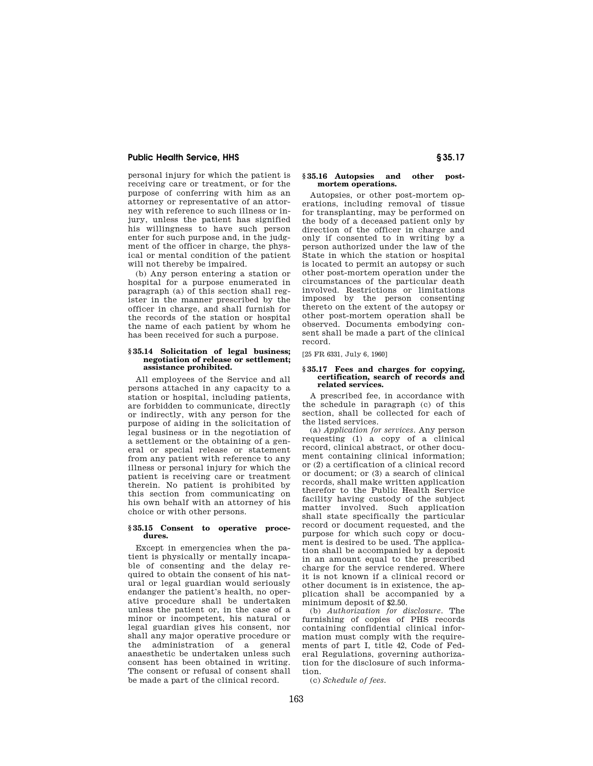personal injury for which the patient is receiving care or treatment, or for the purpose of conferring with him as an attorney or representative of an attorney with reference to such illness or injury, unless the patient has signified his willingness to have such person enter for such purpose and, in the judgment of the officer in charge, the physical or mental condition of the patient will not thereby be impaired.

(b) Any person entering a station or hospital for a purpose enumerated in paragraph (a) of this section shall register in the manner prescribed by the officer in charge, and shall furnish for the records of the station or hospital the name of each patient by whom he has been received for such a purpose.

### § 35.14 Solicitation of legal business; negotiation of release or settlement; assistance prohibited.

All employees of the Service and all persons attached in any capacity to a station or hospital, including patients, are forbidden to communicate, directly or indirectly, with any person for the purpose of aiding in the solicitation of legal business or in the negotiation of a settlement or the obtaining of a general or special release or statement from any patient with reference to any illness or personal injury for which the patient is receiving care or treatment therein. No patient is prohibited by this section from communicating on his own behalf with an attorney of his choice or with other persons.

### § 35.15 Consent to operative procedures.

Except in emergencies when the patient is physically or mentally incapable of consenting and the delay required to obtain the consent of his natural or legal guardian would seriously endanger the patient's health, no operative procedure shall be undertaken unless the patient or, in the case of a minor or incompetent, his natural or legal guardian gives his consent, nor shall any major operative procedure or the administration of a general anaesthetic be undertaken unless such consent has been obtained in writing. The consent or refusal of consent shall be made a part of the clinical record.

### § 35.16 Autopsies and other post-mortem operations.

Autopsies, or other post-mortem operations, including removal of tissue for transplanting, may be performed on the body of a deceased patient only by direction of the officer in charge and only if consented to in writing by a person authorized under the law of the State in which the station or hospital is located to permit an autopsy or such other post-mortem operation under the circumstances of the particular death involved. Restrictions or limitations imposed by the person consenting thereto on the extent of the autopsy or other post-mortem operation shall be observed. Documents embodying consent shall be made a part of the clinical record.

[25 FR 6331, July 6, 1960]

### § 35.17 Fees and charges for copying, certification, search of records and related services.

A prescribed fee, in accordance with the schedule in paragraph (c) of this section, shall be collected for each of the listed services.

(a) *Application for services.* Any person requesting (1) a copy of a clinical record, clinical abstract, or other document containing clinical information; or (2) a certification of a clinical record or document; or (3) a search of clinical records, shall make written application therefor to the Public Health Service facility having custody of the subject matter involved. Such application shall state specifically the particular record or document requested, and the purpose for which such copy or document is desired to be used. The application shall be accompanied by a deposit in an amount equal to the prescribed charge for the service rendered. Where it is not known if a clinical record or other document is in existence, the application shall be accompanied by a minimum deposit of $2.50.

(b) *Authorization for disclosure.* The furnishing of copies of PHS records containing confidential clinical information must comply with the requirements of part I, title 42, Code of Federal Regulations, governing authorization for the disclosure of such information.

(c) *Schedule of fees.*